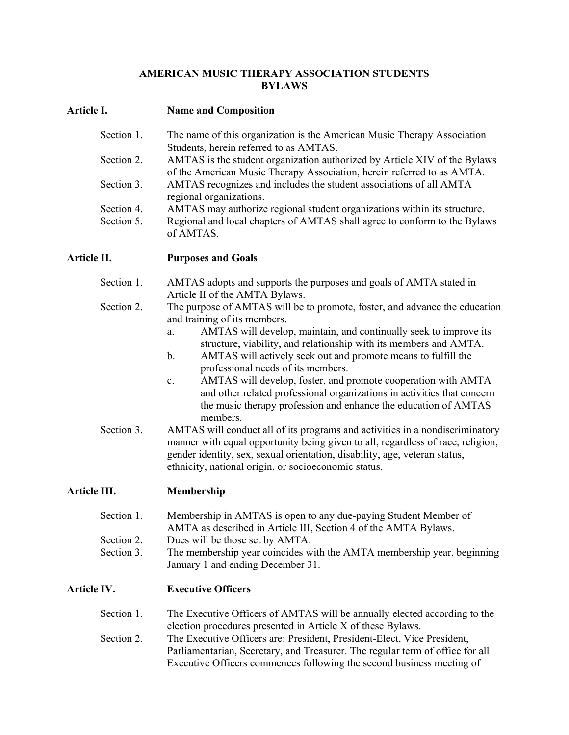# AMERICAN MUSIC THERAPY ASSOCIATION STUDENTS BYLAWS

## Article I. Name and Composition

Section 1. The name of this organization is the American Music Therapy Association Students, herein referred to as AMTAS.

Section 2. AMTAS is the student organization authorized by Article XIV of the Bylaws of the American Music Therapy Association, herein referred to as AMTA.

Section 3. AMTAS recognizes and includes the student associations of all AMTA regional organizations.

Section 4. AMTAS may authorize regional student organizations within its structure.

Section 5. Regional and local chapters of AMTAS shall agree to conform to the Bylaws of AMTAS.

## Article II. Purposes and Goals

Section 1. AMTAS adopts and supports the purposes and goals of AMTA stated in Article II of the AMTA Bylaws.

Section 2. The purpose of AMTAS will be to promote, foster, and advance the education and training of its members.

a. AMTAS will develop, maintain, and continually seek to improve its structure, viability, and relationship with its members and AMTA.

b. AMTAS will actively seek out and promote means to fulfill the professional needs of its members.

c. AMTAS will develop, foster, and promote cooperation with AMTA and other related professional organizations in activities that concern the music therapy profession and enhance the education of AMTAS members.

Section 3. AMTAS will conduct all of its programs and activities in a nondiscriminatory manner with equal opportunity being given to all, regardless of race, religion, gender identity, sex, sexual orientation, disability, age, veteran status, ethnicity, national origin, or socioeconomic status.

## Article III. Membership

Section 1. Membership in AMTAS is open to any due-paying Student Member of AMTA as described in Article III, Section 4 of the AMTA Bylaws.

Section 2. Dues will be those set by AMTA.

Section 3. The membership year coincides with the AMTA membership year, beginning January 1 and ending December 31.

## Article IV. Executive Officers

Section 1. The Executive Officers of AMTAS will be annually elected according to the election procedures presented in Article X of these Bylaws.

Section 2. The Executive Officers are: President, President-Elect, Vice President, Parliamentarian, Secretary, and Treasurer. The regular term of office for all Executive Officers commences following the second business meeting of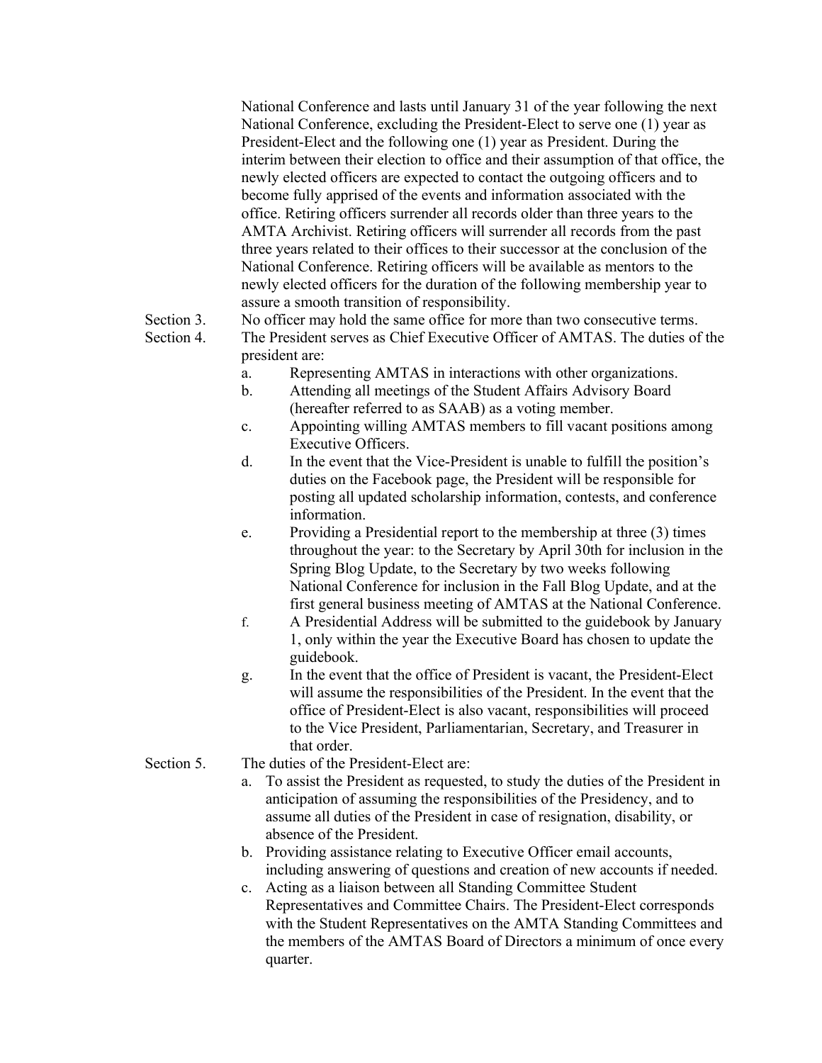National Conference and lasts until January 31 of the year following the next National Conference, excluding the President-Elect to serve one (1) year as President-Elect and the following one (1) year as President. During the interim between their election to office and their assumption of that office, the newly elected officers are expected to contact the outgoing officers and to become fully apprised of the events and information associated with the office. Retiring officers surrender all records older than three years to the AMTA Archivist. Retiring officers will surrender all records from the past three years related to their offices to their successor at the conclusion of the National Conference. Retiring officers will be available as mentors to the newly elected officers for the duration of the following membership year to assure a smooth transition of responsibility.

Section 3. No officer may hold the same office for more than two consecutive terms.

Section 4. The President serves as Chief Executive Officer of AMTAS. The duties of the president are:

a. Representing AMTAS in interactions with other organizations.
b. Attending all meetings of the Student Affairs Advisory Board (hereafter referred to as SAAB) as a voting member.
c. Appointing willing AMTAS members to fill vacant positions among Executive Officers.
d. In the event that the Vice-President is unable to fulfill the position's duties on the Facebook page, the President will be responsible for posting all updated scholarship information, contests, and conference information.
e. Providing a Presidential report to the membership at three (3) times throughout the year: to the Secretary by April 30th for inclusion in the Spring Blog Update, to the Secretary by two weeks following National Conference for inclusion in the Fall Blog Update, and at the first general business meeting of AMTAS at the National Conference.
f. A Presidential Address will be submitted to the guidebook by January 1, only within the year the Executive Board has chosen to update the guidebook.
g. In the event that the office of President is vacant, the President-Elect will assume the responsibilities of the President. In the event that the office of President-Elect is also vacant, responsibilities will proceed to the Vice President, Parliamentarian, Secretary, and Treasurer in that order.

Section 5. The duties of the President-Elect are:

a. To assist the President as requested, to study the duties of the President in anticipation of assuming the responsibilities of the Presidency, and to assume all duties of the President in case of resignation, disability, or absence of the President.
b. Providing assistance relating to Executive Officer email accounts, including answering of questions and creation of new accounts if needed.
c. Acting as a liaison between all Standing Committee Student Representatives and Committee Chairs. The President-Elect corresponds with the Student Representatives on the AMTA Standing Committees and the members of the AMTAS Board of Directors a minimum of once every quarter.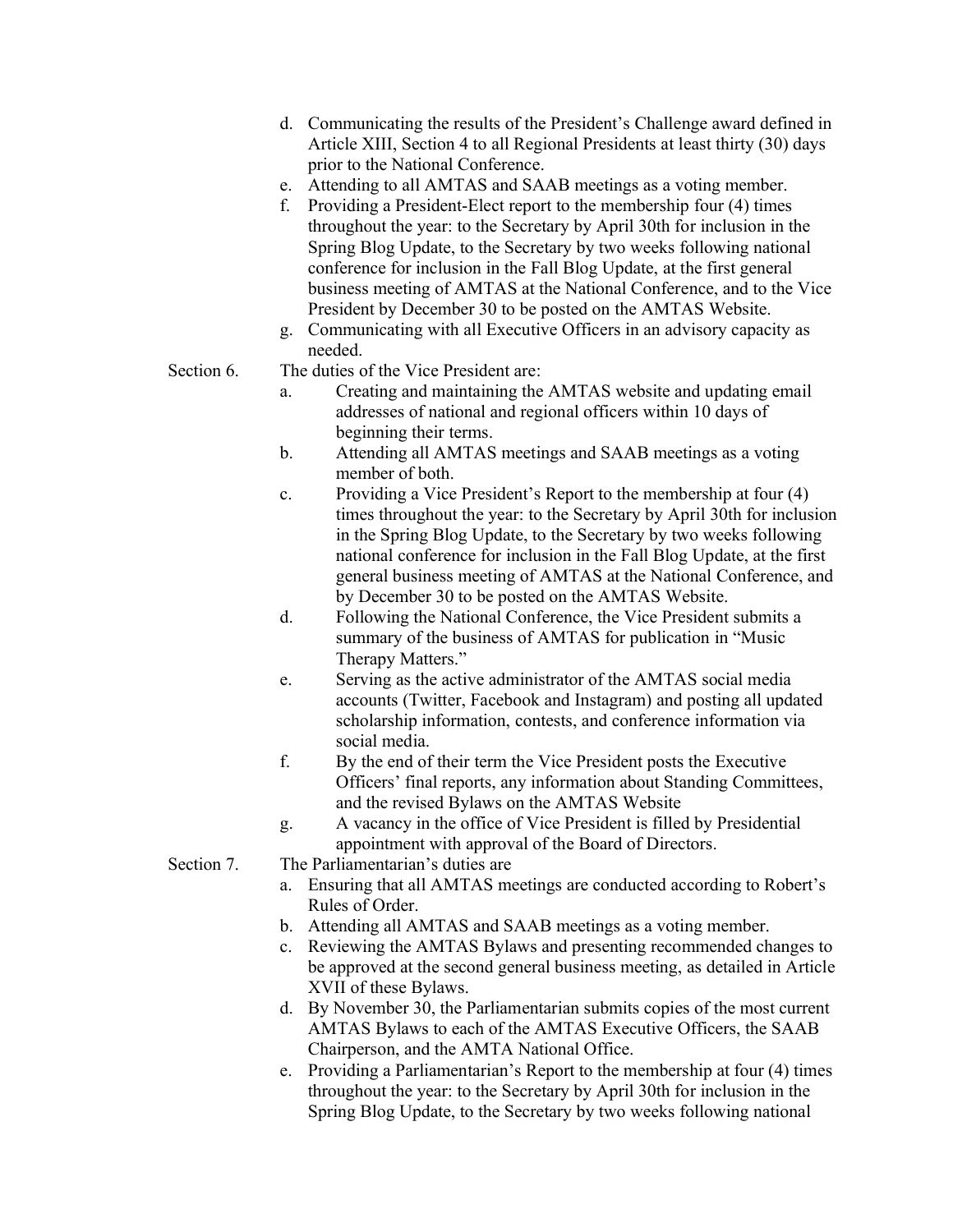d. Communicating the results of the President's Challenge award defined in Article XIII, Section 4 to all Regional Presidents at least thirty (30) days prior to the National Conference.
e. Attending to all AMTAS and SAAB meetings as a voting member.
f. Providing a President-Elect report to the membership four (4) times throughout the year: to the Secretary by April 30th for inclusion in the Spring Blog Update, to the Secretary by two weeks following national conference for inclusion in the Fall Blog Update, at the first general business meeting of AMTAS at the National Conference, and to the Vice President by December 30 to be posted on the AMTAS Website.
g. Communicating with all Executive Officers in an advisory capacity as needed.

Section 6. The duties of the Vice President are:

a. Creating and maintaining the AMTAS website and updating email addresses of national and regional officers within 10 days of beginning their terms.
b. Attending all AMTAS meetings and SAAB meetings as a voting member of both.
c. Providing a Vice President's Report to the membership at four (4) times throughout the year: to the Secretary by April 30th for inclusion in the Spring Blog Update, to the Secretary by two weeks following national conference for inclusion in the Fall Blog Update, at the first general business meeting of AMTAS at the National Conference, and by December 30 to be posted on the AMTAS Website.
d. Following the National Conference, the Vice President submits a summary of the business of AMTAS for publication in "Music Therapy Matters."
e. Serving as the active administrator of the AMTAS social media accounts (Twitter, Facebook and Instagram) and posting all updated scholarship information, contests, and conference information via social media.
f. By the end of their term the Vice President posts the Executive Officers' final reports, any information about Standing Committees, and the revised Bylaws on the AMTAS Website
g. A vacancy in the office of Vice President is filled by Presidential appointment with approval of the Board of Directors.

Section 7. The Parliamentarian's duties are

a. Ensuring that all AMTAS meetings are conducted according to Robert's Rules of Order.
b. Attending all AMTAS and SAAB meetings as a voting member.
c. Reviewing the AMTAS Bylaws and presenting recommended changes to be approved at the second general business meeting, as detailed in Article XVII of these Bylaws.
d. By November 30, the Parliamentarian submits copies of the most current AMTAS Bylaws to each of the AMTAS Executive Officers, the SAAB Chairperson, and the AMTA National Office.
e. Providing a Parliamentarian's Report to the membership at four (4) times throughout the year: to the Secretary by April 30th for inclusion in the Spring Blog Update, to the Secretary by two weeks following national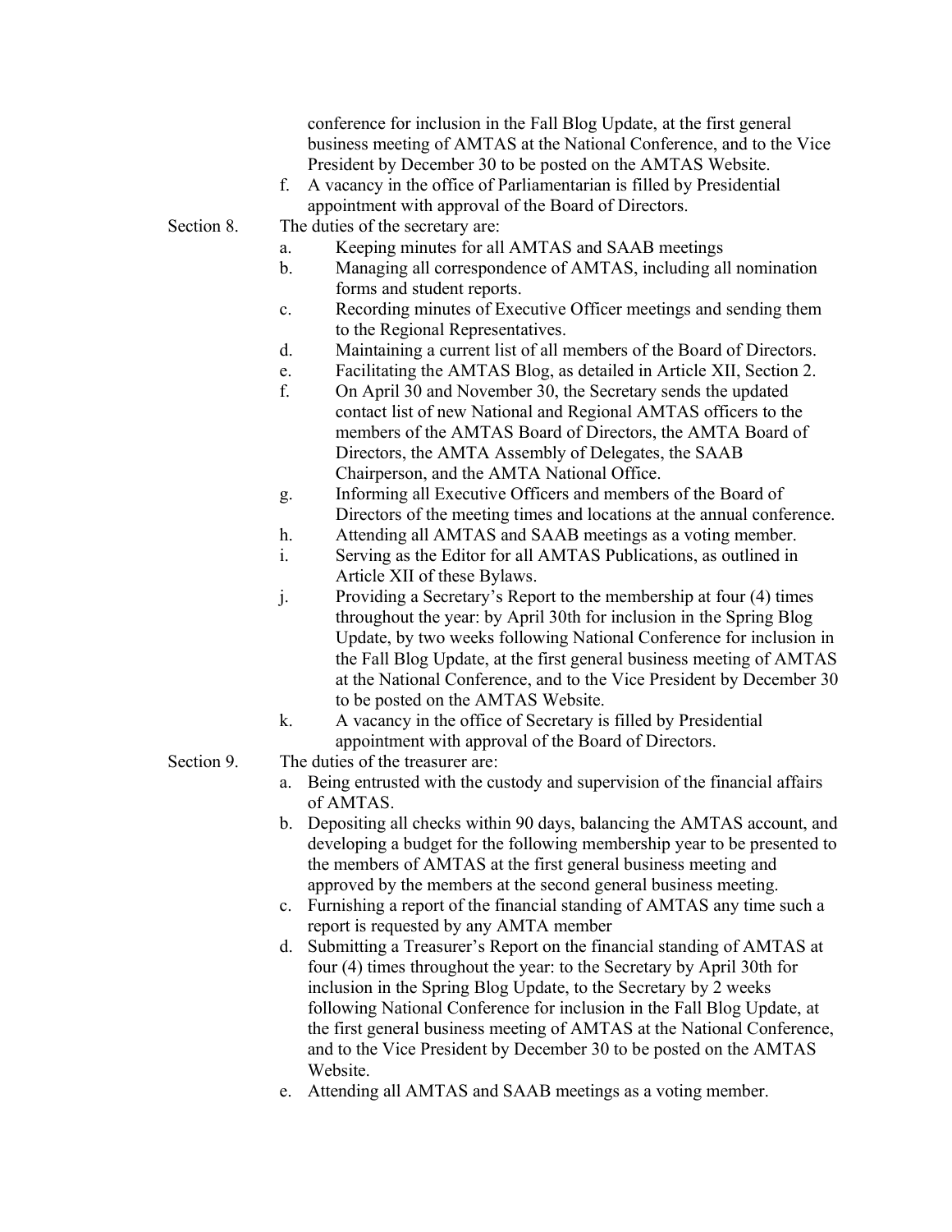conference for inclusion in the Fall Blog Update, at the first general business meeting of AMTAS at the National Conference, and to the Vice President by December 30 to be posted on the AMTAS Website.

f. A vacancy in the office of Parliamentarian is filled by Presidential appointment with approval of the Board of Directors.

Section 8. The duties of the secretary are:

a. Keeping minutes for all AMTAS and SAAB meetings
b. Managing all correspondence of AMTAS, including all nomination forms and student reports.
c. Recording minutes of Executive Officer meetings and sending them to the Regional Representatives.
d. Maintaining a current list of all members of the Board of Directors.
e. Facilitating the AMTAS Blog, as detailed in Article XII, Section 2.
f. On April 30 and November 30, the Secretary sends the updated contact list of new National and Regional AMTAS officers to the members of the AMTAS Board of Directors, the AMTA Board of Directors, the AMTA Assembly of Delegates, the SAAB Chairperson, and the AMTA National Office.
g. Informing all Executive Officers and members of the Board of Directors of the meeting times and locations at the annual conference.
h. Attending all AMTAS and SAAB meetings as a voting member.
i. Serving as the Editor for all AMTAS Publications, as outlined in Article XII of these Bylaws.
j. Providing a Secretary's Report to the membership at four (4) times throughout the year: by April 30th for inclusion in the Spring Blog Update, by two weeks following National Conference for inclusion in the Fall Blog Update, at the first general business meeting of AMTAS at the National Conference, and to the Vice President by December 30 to be posted on the AMTAS Website.
k. A vacancy in the office of Secretary is filled by Presidential appointment with approval of the Board of Directors.

Section 9. The duties of the treasurer are:

a. Being entrusted with the custody and supervision of the financial affairs of AMTAS.
b. Depositing all checks within 90 days, balancing the AMTAS account, and developing a budget for the following membership year to be presented to the members of AMTAS at the first general business meeting and approved by the members at the second general business meeting.
c. Furnishing a report of the financial standing of AMTAS any time such a report is requested by any AMTA member
d. Submitting a Treasurer's Report on the financial standing of AMTAS at four (4) times throughout the year: to the Secretary by April 30th for inclusion in the Spring Blog Update, to the Secretary by 2 weeks following National Conference for inclusion in the Fall Blog Update, at the first general business meeting of AMTAS at the National Conference, and to the Vice President by December 30 to be posted on the AMTAS Website.
e. Attending all AMTAS and SAAB meetings as a voting member.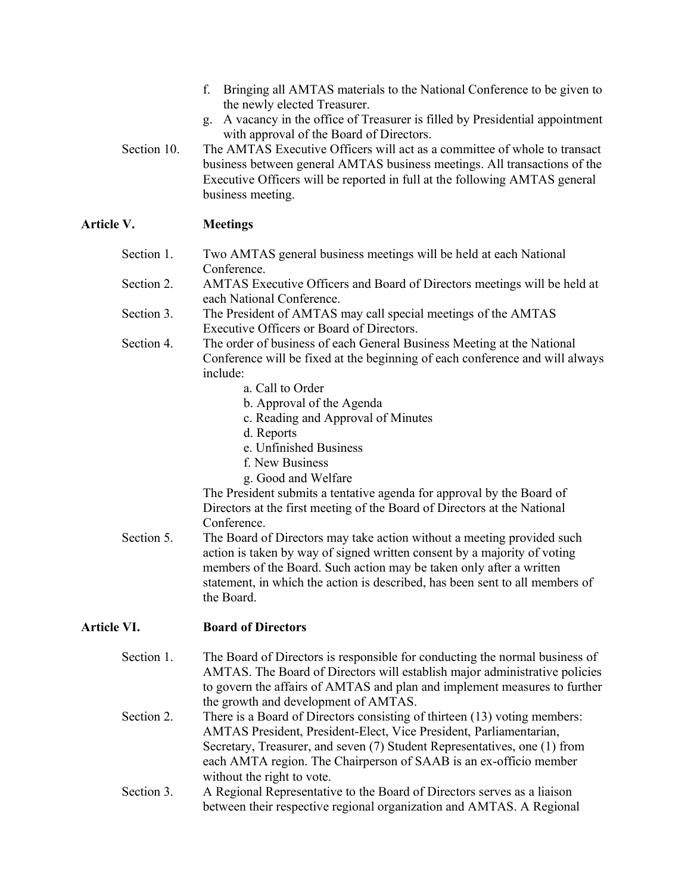f. Bringing all AMTAS materials to the National Conference to be given to the newly elected Treasurer.
g. A vacancy in the office of Treasurer is filled by Presidential appointment with approval of the Board of Directors.

Section 10. The AMTAS Executive Officers will act as a committee of whole to transact business between general AMTAS business meetings. All transactions of the Executive Officers will be reported in full at the following AMTAS general business meeting.

## Article V. Meetings

Section 1. Two AMTAS general business meetings will be held at each National Conference.

Section 2. AMTAS Executive Officers and Board of Directors meetings will be held at each National Conference.

Section 3. The President of AMTAS may call special meetings of the AMTAS Executive Officers or Board of Directors.

Section 4. The order of business of each General Business Meeting at the National Conference will be fixed at the beginning of each conference and will always include:

a. Call to Order
b. Approval of the Agenda
c. Reading and Approval of Minutes
d. Reports
e. Unfinished Business
f. New Business
g. Good and Welfare

The President submits a tentative agenda for approval by the Board of Directors at the first meeting of the Board of Directors at the National Conference.

Section 5. The Board of Directors may take action without a meeting provided such action is taken by way of signed written consent by a majority of voting members of the Board. Such action may be taken only after a written statement, in which the action is described, has been sent to all members of the Board.

## Article VI. Board of Directors

Section 1. The Board of Directors is responsible for conducting the normal business of AMTAS. The Board of Directors will establish major administrative policies to govern the affairs of AMTAS and plan and implement measures to further the growth and development of AMTAS.

Section 2. There is a Board of Directors consisting of thirteen (13) voting members: AMTAS President, President-Elect, Vice President, Parliamentarian, Secretary, Treasurer, and seven (7) Student Representatives, one (1) from each AMTA region. The Chairperson of SAAB is an ex-officio member without the right to vote.

Section 3. A Regional Representative to the Board of Directors serves as a liaison between their respective regional organization and AMTAS. A Regional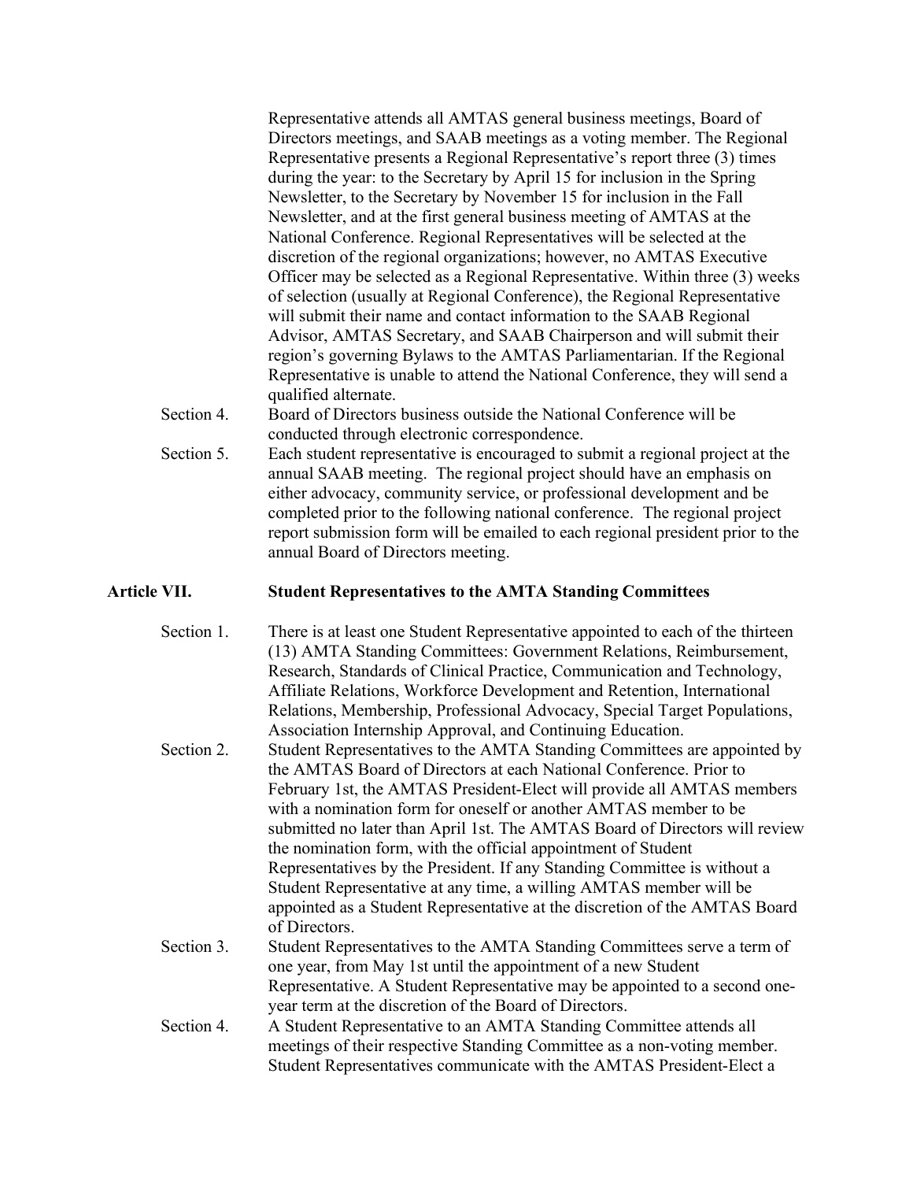Representative attends all AMTAS general business meetings, Board of Directors meetings, and SAAB meetings as a voting member. The Regional Representative presents a Regional Representative's report three (3) times during the year: to the Secretary by April 15 for inclusion in the Spring Newsletter, to the Secretary by November 15 for inclusion in the Fall Newsletter, and at the first general business meeting of AMTAS at the National Conference. Regional Representatives will be selected at the discretion of the regional organizations; however, no AMTAS Executive Officer may be selected as a Regional Representative. Within three (3) weeks of selection (usually at Regional Conference), the Regional Representative will submit their name and contact information to the SAAB Regional Advisor, AMTAS Secretary, and SAAB Chairperson and will submit their region's governing Bylaws to the AMTAS Parliamentarian. If the Regional Representative is unable to attend the National Conference, they will send a qualified alternate.

Section 4. Board of Directors business outside the National Conference will be conducted through electronic correspondence.

Section 5. Each student representative is encouraged to submit a regional project at the annual SAAB meeting. The regional project should have an emphasis on either advocacy, community service, or professional development and be completed prior to the following national conference. The regional project report submission form will be emailed to each regional president prior to the annual Board of Directors meeting.

## Article VII. Student Representatives to the AMTA Standing Committees

Section 1. There is at least one Student Representative appointed to each of the thirteen (13) AMTA Standing Committees: Government Relations, Reimbursement, Research, Standards of Clinical Practice, Communication and Technology, Affiliate Relations, Workforce Development and Retention, International Relations, Membership, Professional Advocacy, Special Target Populations, Association Internship Approval, and Continuing Education.

Section 2. Student Representatives to the AMTA Standing Committees are appointed by the AMTAS Board of Directors at each National Conference. Prior to February 1st, the AMTAS President-Elect will provide all AMTAS members with a nomination form for oneself or another AMTAS member to be submitted no later than April 1st. The AMTAS Board of Directors will review the nomination form, with the official appointment of Student Representatives by the President. If any Standing Committee is without a Student Representative at any time, a willing AMTAS member will be appointed as a Student Representative at the discretion of the AMTAS Board of Directors.

Section 3. Student Representatives to the AMTA Standing Committees serve a term of one year, from May 1st until the appointment of a new Student Representative. A Student Representative may be appointed to a second one-year term at the discretion of the Board of Directors.

Section 4. A Student Representative to an AMTA Standing Committee attends all meetings of their respective Standing Committee as a non-voting member. Student Representatives communicate with the AMTAS President-Elect a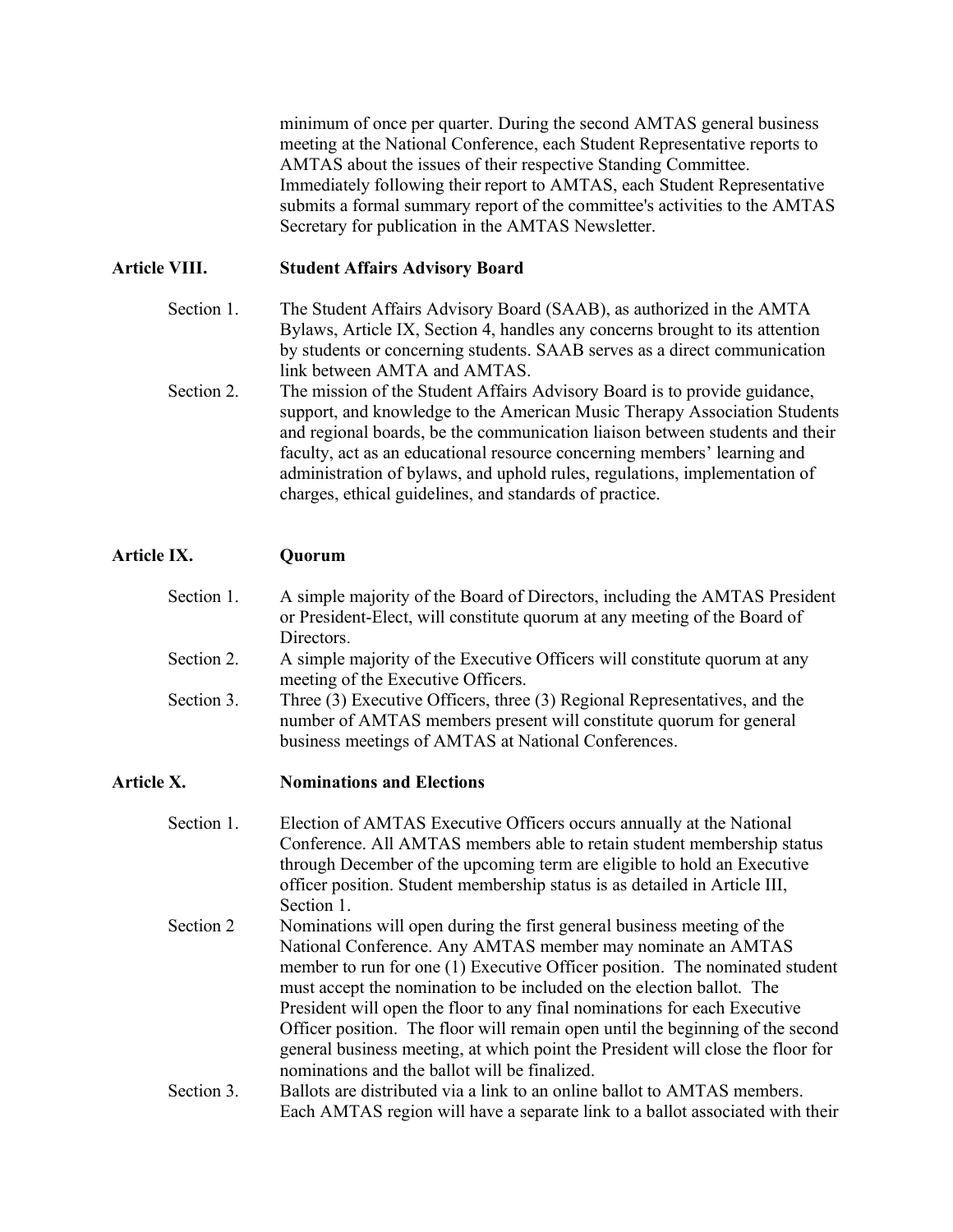minimum of once per quarter. During the second AMTAS general business meeting at the National Conference, each Student Representative reports to AMTAS about the issues of their respective Standing Committee. Immediately following their report to AMTAS, each Student Representative submits a formal summary report of the committee's activities to the AMTAS Secretary for publication in the AMTAS Newsletter.

## Article VIII. Student Affairs Advisory Board

Section 1. The Student Affairs Advisory Board (SAAB), as authorized in the AMTA Bylaws, Article IX, Section 4, handles any concerns brought to its attention by students or concerning students. SAAB serves as a direct communication link between AMTA and AMTAS.

Section 2. The mission of the Student Affairs Advisory Board is to provide guidance, support, and knowledge to the American Music Therapy Association Students and regional boards, be the communication liaison between students and their faculty, act as an educational resource concerning members' learning and administration of bylaws, and uphold rules, regulations, implementation of charges, ethical guidelines, and standards of practice.

## Article IX. Quorum

Section 1. A simple majority of the Board of Directors, including the AMTAS President or President-Elect, will constitute quorum at any meeting of the Board of Directors.

Section 2. A simple majority of the Executive Officers will constitute quorum at any meeting of the Executive Officers.

Section 3. Three (3) Executive Officers, three (3) Regional Representatives, and the number of AMTAS members present will constitute quorum for general business meetings of AMTAS at National Conferences.

## Article X. Nominations and Elections

Section 1. Election of AMTAS Executive Officers occurs annually at the National Conference. All AMTAS members able to retain student membership status through December of the upcoming term are eligible to hold an Executive officer position. Student membership status is as detailed in Article III, Section 1.

Section 2 Nominations will open during the first general business meeting of the National Conference. Any AMTAS member may nominate an AMTAS member to run for one (1) Executive Officer position. The nominated student must accept the nomination to be included on the election ballot. The President will open the floor to any final nominations for each Executive Officer position. The floor will remain open until the beginning of the second general business meeting, at which point the President will close the floor for nominations and the ballot will be finalized.

Section 3. Ballots are distributed via a link to an online ballot to AMTAS members. Each AMTAS region will have a separate link to a ballot associated with their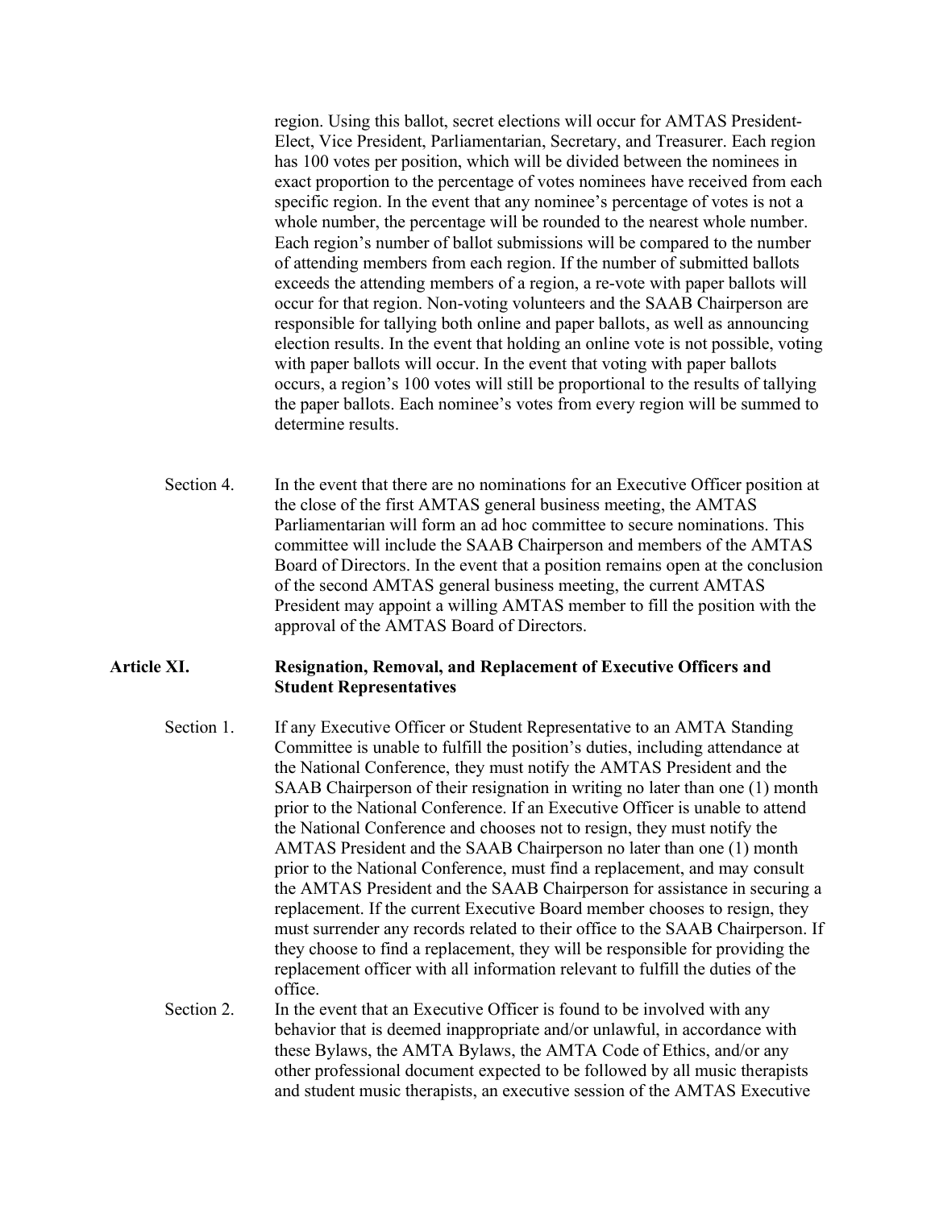region. Using this ballot, secret elections will occur for AMTAS President-Elect, Vice President, Parliamentarian, Secretary, and Treasurer. Each region has 100 votes per position, which will be divided between the nominees in exact proportion to the percentage of votes nominees have received from each specific region. In the event that any nominee's percentage of votes is not a whole number, the percentage will be rounded to the nearest whole number. Each region's number of ballot submissions will be compared to the number of attending members from each region. If the number of submitted ballots exceeds the attending members of a region, a re-vote with paper ballots will occur for that region. Non-voting volunteers and the SAAB Chairperson are responsible for tallying both online and paper ballots, as well as announcing election results. In the event that holding an online vote is not possible, voting with paper ballots will occur. In the event that voting with paper ballots occurs, a region's 100 votes will still be proportional to the results of tallying the paper ballots. Each nominee's votes from every region will be summed to determine results.

Section 4. In the event that there are no nominations for an Executive Officer position at the close of the first AMTAS general business meeting, the AMTAS Parliamentarian will form an ad hoc committee to secure nominations. This committee will include the SAAB Chairperson and members of the AMTAS Board of Directors. In the event that a position remains open at the conclusion of the second AMTAS general business meeting, the current AMTAS President may appoint a willing AMTAS member to fill the position with the approval of the AMTAS Board of Directors.

## Article XI. Resignation, Removal, and Replacement of Executive Officers and Student Representatives

Section 1. If any Executive Officer or Student Representative to an AMTA Standing Committee is unable to fulfill the position's duties, including attendance at the National Conference, they must notify the AMTAS President and the SAAB Chairperson of their resignation in writing no later than one (1) month prior to the National Conference. If an Executive Officer is unable to attend the National Conference and chooses not to resign, they must notify the AMTAS President and the SAAB Chairperson no later than one (1) month prior to the National Conference, must find a replacement, and may consult the AMTAS President and the SAAB Chairperson for assistance in securing a replacement. If the current Executive Board member chooses to resign, they must surrender any records related to their office to the SAAB Chairperson. If they choose to find a replacement, they will be responsible for providing the replacement officer with all information relevant to fulfill the duties of the office.

Section 2. In the event that an Executive Officer is found to be involved with any behavior that is deemed inappropriate and/or unlawful, in accordance with these Bylaws, the AMTA Bylaws, the AMTA Code of Ethics, and/or any other professional document expected to be followed by all music therapists and student music therapists, an executive session of the AMTAS Executive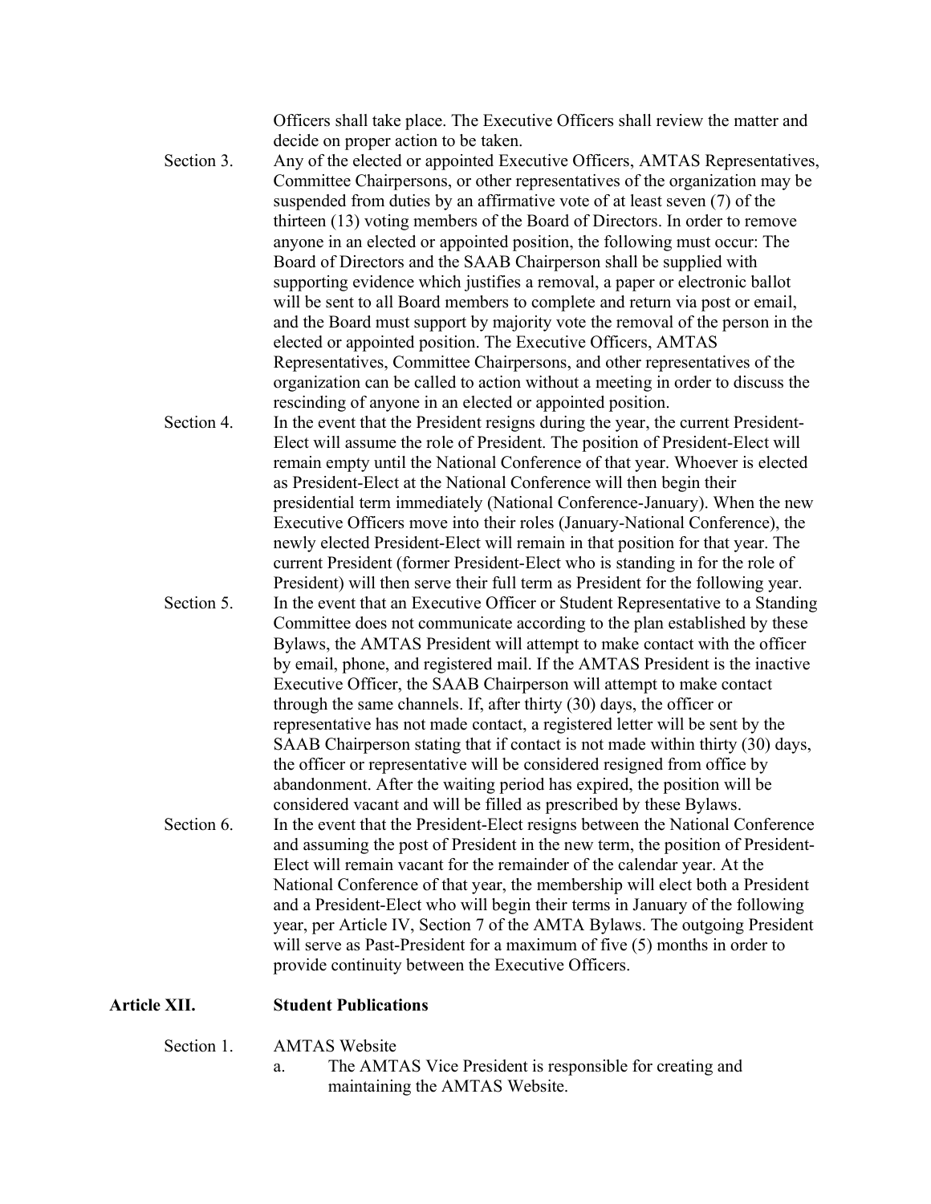Officers shall take place. The Executive Officers shall review the matter and decide on proper action to be taken.

Section 3. Any of the elected or appointed Executive Officers, AMTAS Representatives, Committee Chairpersons, or other representatives of the organization may be suspended from duties by an affirmative vote of at least seven (7) of the thirteen (13) voting members of the Board of Directors. In order to remove anyone in an elected or appointed position, the following must occur: The Board of Directors and the SAAB Chairperson shall be supplied with supporting evidence which justifies a removal, a paper or electronic ballot will be sent to all Board members to complete and return via post or email, and the Board must support by majority vote the removal of the person in the elected or appointed position. The Executive Officers, AMTAS Representatives, Committee Chairpersons, and other representatives of the organization can be called to action without a meeting in order to discuss the rescinding of anyone in an elected or appointed position.

Section 4. In the event that the President resigns during the year, the current President-Elect will assume the role of President. The position of President-Elect will remain empty until the National Conference of that year. Whoever is elected as President-Elect at the National Conference will then begin their presidential term immediately (National Conference-January). When the new Executive Officers move into their roles (January-National Conference), the newly elected President-Elect will remain in that position for that year. The current President (former President-Elect who is standing in for the role of President) will then serve their full term as President for the following year.

Section 5. In the event that an Executive Officer or Student Representative to a Standing Committee does not communicate according to the plan established by these Bylaws, the AMTAS President will attempt to make contact with the officer by email, phone, and registered mail. If the AMTAS President is the inactive Executive Officer, the SAAB Chairperson will attempt to make contact through the same channels. If, after thirty (30) days, the officer or representative has not made contact, a registered letter will be sent by the SAAB Chairperson stating that if contact is not made within thirty (30) days, the officer or representative will be considered resigned from office by abandonment. After the waiting period has expired, the position will be considered vacant and will be filled as prescribed by these Bylaws.

Section 6. In the event that the President-Elect resigns between the National Conference and assuming the post of President in the new term, the position of President-Elect will remain vacant for the remainder of the calendar year. At the National Conference of that year, the membership will elect both a President and a President-Elect who will begin their terms in January of the following year, per Article IV, Section 7 of the AMTA Bylaws. The outgoing President will serve as Past-President for a maximum of five (5) months in order to provide continuity between the Executive Officers.

## Article XII. Student Publications

Section 1. AMTAS Website

a. The AMTAS Vice President is responsible for creating and maintaining the AMTAS Website.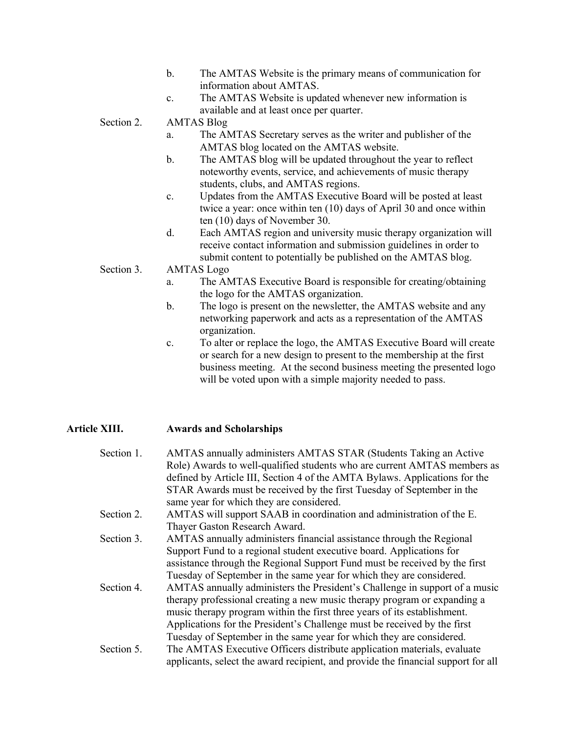b. The AMTAS Website is the primary means of communication for information about AMTAS.

c. The AMTAS Website is updated whenever new information is available and at least once per quarter.

Section 2. AMTAS Blog

a. The AMTAS Secretary serves as the writer and publisher of the AMTAS blog located on the AMTAS website.

b. The AMTAS blog will be updated throughout the year to reflect noteworthy events, service, and achievements of music therapy students, clubs, and AMTAS regions.

c. Updates from the AMTAS Executive Board will be posted at least twice a year: once within ten (10) days of April 30 and once within ten (10) days of November 30.

d. Each AMTAS region and university music therapy organization will receive contact information and submission guidelines in order to submit content to potentially be published on the AMTAS blog.

Section 3. AMTAS Logo

a. The AMTAS Executive Board is responsible for creating/obtaining the logo for the AMTAS organization.

b. The logo is present on the newsletter, the AMTAS website and any networking paperwork and acts as a representation of the AMTAS organization.

c. To alter or replace the logo, the AMTAS Executive Board will create or search for a new design to present to the membership at the first business meeting. At the second business meeting the presented logo will be voted upon with a simple majority needed to pass.

## Article XIII. Awards and Scholarships

Section 1. AMTAS annually administers AMTAS STAR (Students Taking an Active Role) Awards to well-qualified students who are current AMTAS members as defined by Article III, Section 4 of the AMTA Bylaws. Applications for the STAR Awards must be received by the first Tuesday of September in the same year for which they are considered.

Section 2. AMTAS will support SAAB in coordination and administration of the E. Thayer Gaston Research Award.

Section 3. AMTAS annually administers financial assistance through the Regional Support Fund to a regional student executive board. Applications for assistance through the Regional Support Fund must be received by the first Tuesday of September in the same year for which they are considered.

Section 4. AMTAS annually administers the President's Challenge in support of a music therapy professional creating a new music therapy program or expanding a music therapy program within the first three years of its establishment. Applications for the President's Challenge must be received by the first Tuesday of September in the same year for which they are considered.

Section 5. The AMTAS Executive Officers distribute application materials, evaluate applicants, select the award recipient, and provide the financial support for all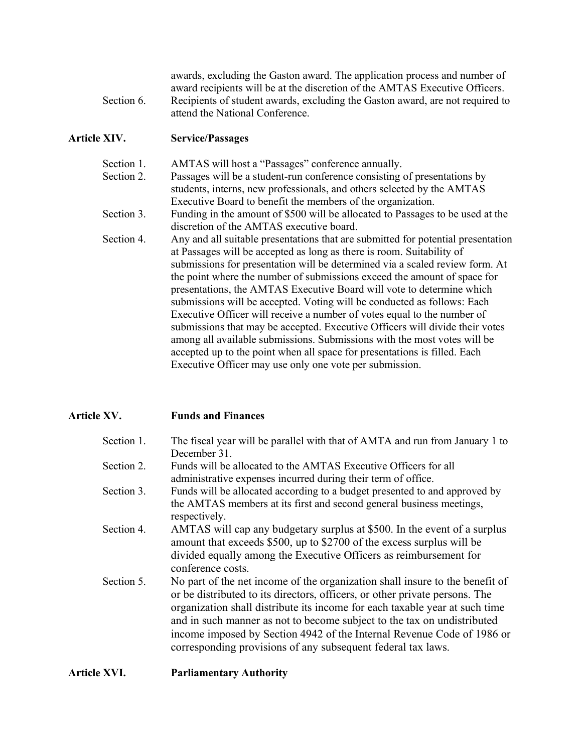awards, excluding the Gaston award. The application process and number of award recipients will be at the discretion of the AMTAS Executive Officers.

Section 6. Recipients of student awards, excluding the Gaston award, are not required to attend the National Conference.

## Article XIV. Service/Passages

Section 1. AMTAS will host a "Passages" conference annually.

Section 2. Passages will be a student-run conference consisting of presentations by students, interns, new professionals, and others selected by the AMTAS Executive Board to benefit the members of the organization.

Section 3. Funding in the amount of $500 will be allocated to Passages to be used at the discretion of the AMTAS executive board.

Section 4. Any and all suitable presentations that are submitted for potential presentation at Passages will be accepted as long as there is room. Suitability of submissions for presentation will be determined via a scaled review form. At the point where the number of submissions exceed the amount of space for presentations, the AMTAS Executive Board will vote to determine which submissions will be accepted. Voting will be conducted as follows: Each Executive Officer will receive a number of votes equal to the number of submissions that may be accepted. Executive Officers will divide their votes among all available submissions. Submissions with the most votes will be accepted up to the point when all space for presentations is filled. Each Executive Officer may use only one vote per submission.

## Article XV. Funds and Finances

Section 1. The fiscal year will be parallel with that of AMTA and run from January 1 to December 31.

Section 2. Funds will be allocated to the AMTAS Executive Officers for all administrative expenses incurred during their term of office.

Section 3. Funds will be allocated according to a budget presented to and approved by the AMTAS members at its first and second general business meetings, respectively.

Section 4. AMTAS will cap any budgetary surplus at $500. In the event of a surplus amount that exceeds $500, up to $2700 of the excess surplus will be divided equally among the Executive Officers as reimbursement for conference costs.

Section 5. No part of the net income of the organization shall insure to the benefit of or be distributed to its directors, officers, or other private persons. The organization shall distribute its income for each taxable year at such time and in such manner as not to become subject to the tax on undistributed income imposed by Section 4942 of the Internal Revenue Code of 1986 or corresponding provisions of any subsequent federal tax laws.

## Article XVI. Parliamentary Authority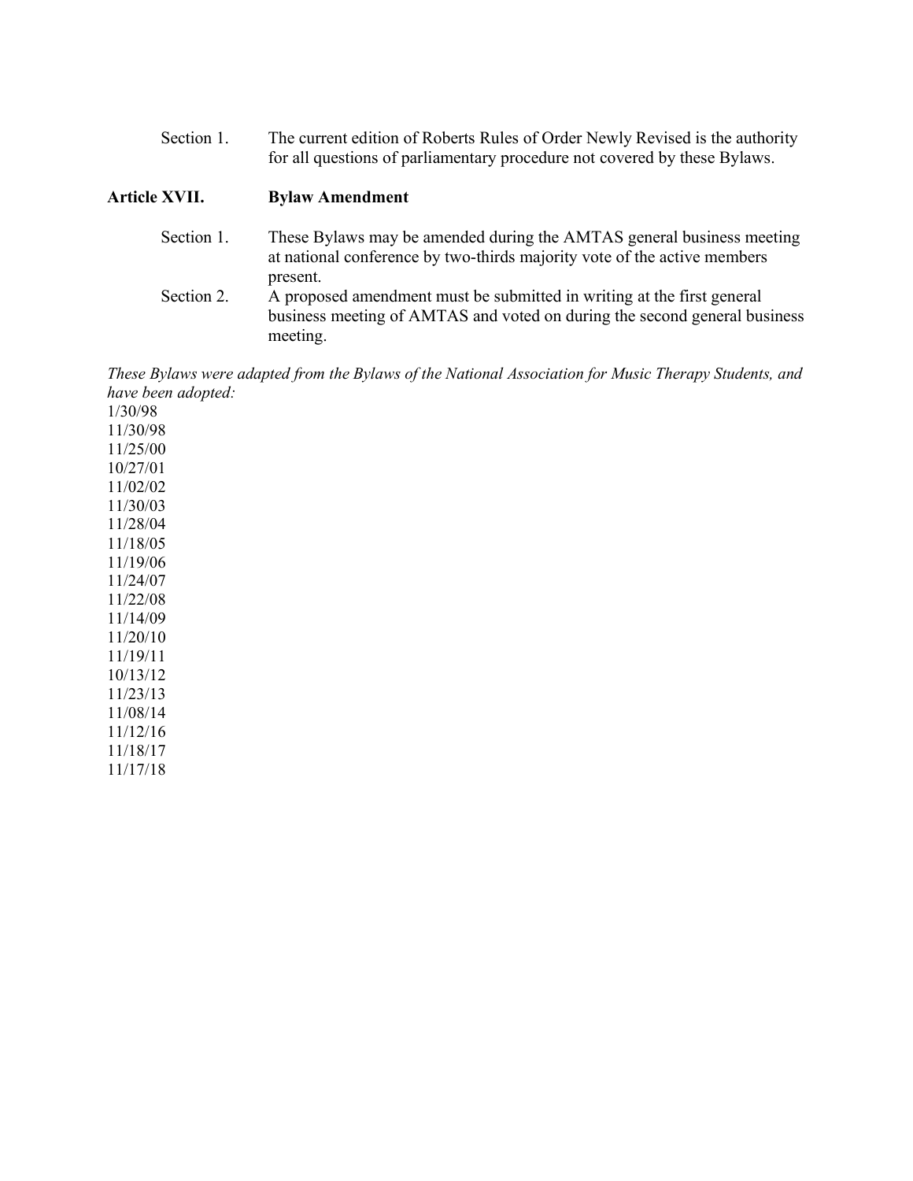Section 1. The current edition of Roberts Rules of Order Newly Revised is the authority for all questions of parliamentary procedure not covered by these Bylaws.

**Article XVII. Bylaw Amendment**

Section 1. These Bylaws may be amended during the AMTAS general business meeting at national conference by two-thirds majority vote of the active members present.

Section 2. A proposed amendment must be submitted in writing at the first general business meeting of AMTAS and voted on during the second general business meeting.

*These Bylaws were adapted from the Bylaws of the National Association for Music Therapy Students, and have been adopted:*

1/30/98
11/30/98
11/25/00
10/27/01
11/02/02
11/30/03
11/28/04
11/18/05
11/19/06
11/24/07
11/22/08
11/14/09
11/20/10
11/19/11
10/13/12
11/23/13
11/08/14
11/12/16
11/18/17
11/17/18